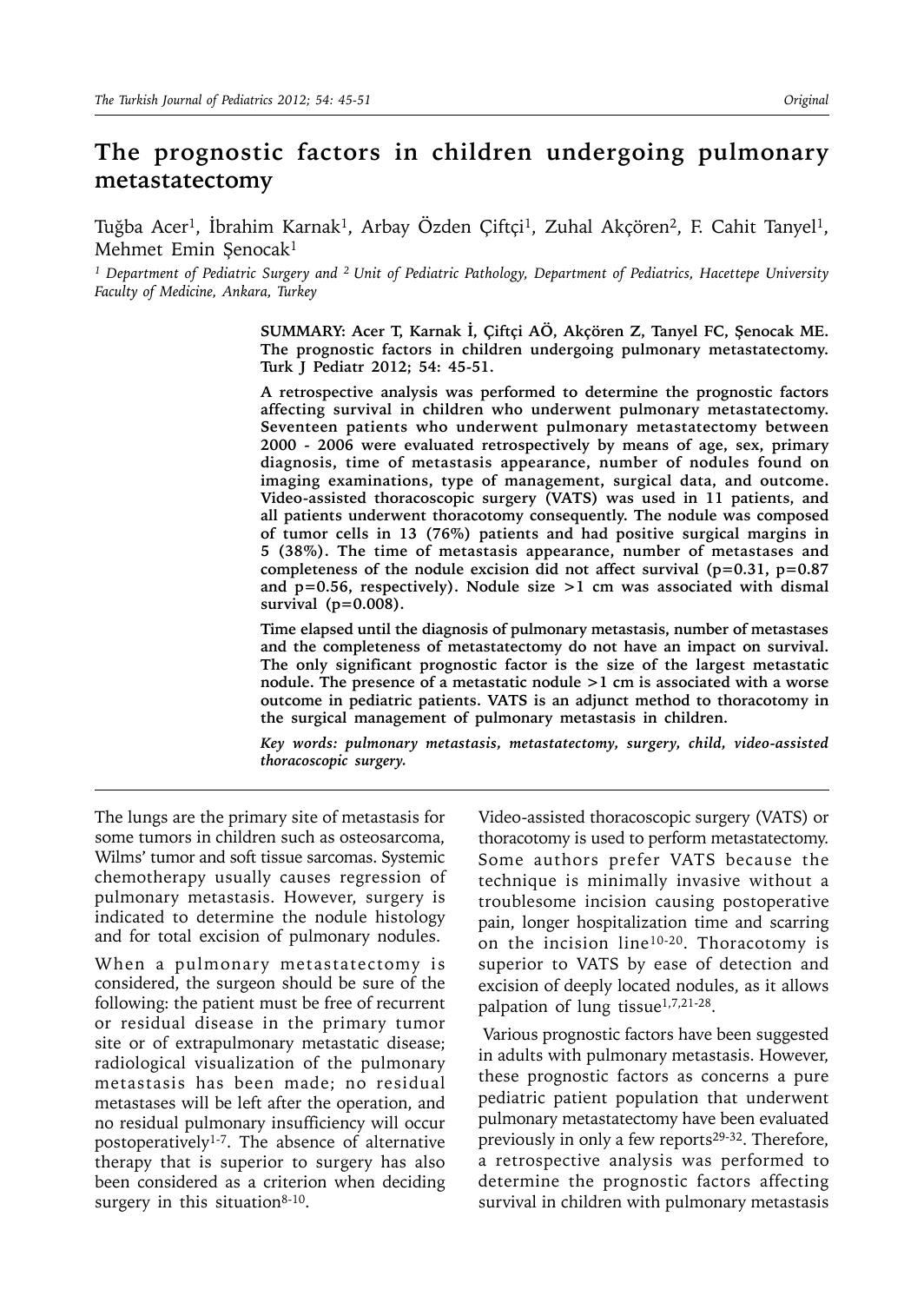Original

# The prognostic factors in children undergoing pulmonary metastatectomy

Tuğba Acer[1], İbrahim Karnak[1], Arbay Özden Çiftçi[1], Zuhal Akçören[2], F. Cahit Tanyel[1], Mehmet Emin Şenocak[1]

*[1] Department of Pediatric Surgery and [2] Unit of Pediatric Pathology, Department of Pediatrics, Hacettepe University Faculty of Medicine, Ankara, Turkey*

**SUMMARY: Acer T, Karnak İ, Çiftçi AÖ, Akçören Z, Tanyel FC, Şenocak ME. The prognostic factors in children undergoing pulmonary metastatectomy. Turk J Pediatr 2012; 54: 45-51.**

**A retrospective analysis was performed to determine the prognostic factors affecting survival in children who underwent pulmonary metastatectomy. Seventeen patients who underwent pulmonary metastatectomy between 2000 - 2006 were evaluated retrospectively by means of age, sex, primary diagnosis, time of metastasis appearance, number of nodules found on imaging examinations, type of management, surgical data, and outcome. Video-assisted thoracoscopic surgery (VATS) was used in 11 patients, and all patients underwent thoracotomy consequently. The nodule was composed of tumor cells in 13 (76%) patients and had positive surgical margins in 5 (38%). The time of metastasis appearance, number of metastases and completeness of the nodule excision did not affect survival (p=0.31, p=0.87 and p=0.56, respectively). Nodule size >1 cm was associated with dismal survival (p=0.008).**

**Time elapsed until the diagnosis of pulmonary metastasis, number of metastases and the completeness of metastatectomy do not have an impact on survival. The only significant prognostic factor is the size of the largest metastatic nodule. The presence of a metastatic nodule >1 cm is associated with a worse outcome in pediatric patients. VATS is an adjunct method to thoracotomy in the surgical management of pulmonary metastasis in children.**

***Key words: pulmonary metastasis, metastatectomy, surgery, child, video-assisted thoracoscopic surgery.***

The lungs are the primary site of metastasis for some tumors in children such as osteosarcoma, Wilms' tumor and soft tissue sarcomas. Systemic chemotherapy usually causes regression of pulmonary metastasis. However, surgery is indicated to determine the nodule histology and for total excision of pulmonary nodules.

When a pulmonary metastatectomy is considered, the surgeon should be sure of the following: the patient must be free of recurrent or residual disease in the primary tumor site or of extrapulmonary metastatic disease; radiological visualization of the pulmonary metastasis has been made; no residual metastases will be left after the operation, and no residual pulmonary insufficiency will occur postoperatively[1-7]. The absence of alternative therapy that is superior to surgery has also been considered as a criterion when deciding surgery in this situation[8-10].

Video-assisted thoracoscopic surgery (VATS) or thoracotomy is used to perform metastatectomy. Some authors prefer VATS because the technique is minimally invasive without a troublesome incision causing postoperative pain, longer hospitalization time and scarring on the incision line[10-20]. Thoracotomy is superior to VATS by ease of detection and excision of deeply located nodules, as it allows palpation of lung tissue[1,7,21-28].

Various prognostic factors have been suggested in adults with pulmonary metastasis. However, these prognostic factors as concerns a pure pediatric patient population that underwent pulmonary metastatectomy have been evaluated previously in only a few reports[29-32]. Therefore, a retrospective analysis was performed to determine the prognostic factors affecting survival in children with pulmonary metastasis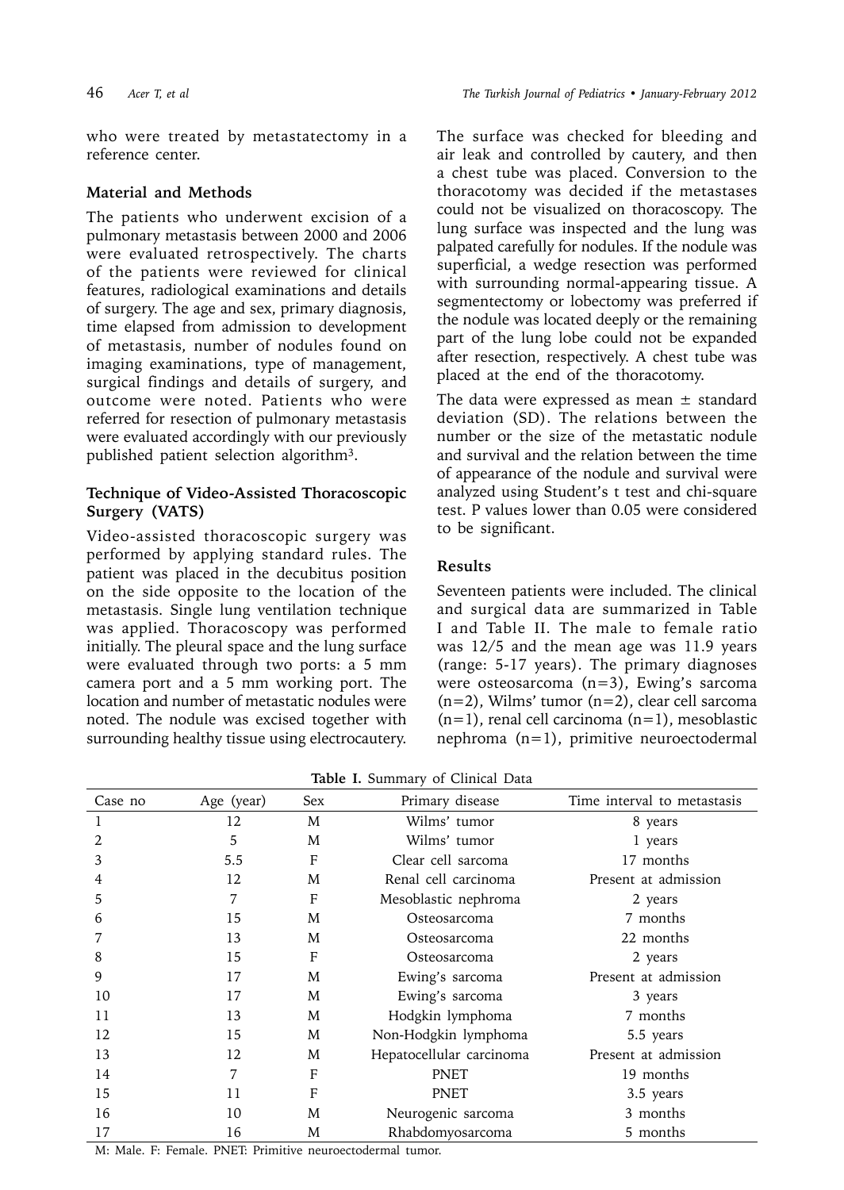who were treated by metastatectomy in a reference center.

## Material and Methods

The patients who underwent excision of a pulmonary metastasis between 2000 and 2006 were evaluated retrospectively. The charts of the patients were reviewed for clinical features, radiological examinations and details of surgery. The age and sex, primary diagnosis, time elapsed from admission to development of metastasis, number of nodules found on imaging examinations, type of management, surgical findings and details of surgery, and outcome were noted. Patients who were referred for resection of pulmonary metastasis were evaluated accordingly with our previously published patient selection algorithm[3].

### Technique of Video-Assisted Thoracoscopic Surgery (VATS)

Video-assisted thoracoscopic surgery was performed by applying standard rules. The patient was placed in the decubitus position on the side opposite to the location of the metastasis. Single lung ventilation technique was applied. Thoracoscopy was performed initially. The pleural space and the lung surface were evaluated through two ports: a 5 mm camera port and a 5 mm working port. The location and number of metastatic nodules were noted. The nodule was excised together with surrounding healthy tissue using electrocautery. The surface was checked for bleeding and air leak and controlled by cautery, and then a chest tube was placed. Conversion to the thoracotomy was decided if the metastases could not be visualized on thoracoscopy. The lung surface was inspected and the lung was palpated carefully for nodules. If the nodule was superficial, a wedge resection was performed with surrounding normal-appearing tissue. A segmentectomy or lobectomy was preferred if the nodule was located deeply or the remaining part of the lung lobe could not be expanded after resection, respectively. A chest tube was placed at the end of the thoracotomy.

The data were expressed as mean ± standard deviation (SD). The relations between the number or the size of the metastatic nodule and survival and the relation between the time of appearance of the nodule and survival were analyzed using Student's t test and chi-square test. P values lower than 0.05 were considered to be significant.

## Results

Seventeen patients were included. The clinical and surgical data are summarized in Table I and Table II. The male to female ratio was 12/5 and the mean age was 11.9 years (range: 5-17 years). The primary diagnoses were osteosarcoma (n=3), Ewing's sarcoma (n=2), Wilms' tumor (n=2), clear cell sarcoma (n=1), renal cell carcinoma (n=1), mesoblastic nephroma (n=1), primitive neuroectodermal

**Table I.** Summary of Clinical Data

| Case no | Age (year) | Sex | Primary disease | Time interval to metastasis |
|---|---|---|---|---|
| 1 | 12 | M | Wilms' tumor | 8 years |
| 2 | 5 | M | Wilms' tumor | 1 years |
| 3 | 5.5 | F | Clear cell sarcoma | 17 months |
| 4 | 12 | M | Renal cell carcinoma | Present at admission |
| 5 | 7 | F | Mesoblastic nephroma | 2 years |
| 6 | 15 | M | Osteosarcoma | 7 months |
| 7 | 13 | M | Osteosarcoma | 22 months |
| 8 | 15 | F | Osteosarcoma | 2 years |
| 9 | 17 | M | Ewing's sarcoma | Present at admission |
| 10 | 17 | M | Ewing's sarcoma | 3 years |
| 11 | 13 | M | Hodgkin lymphoma | 7 months |
| 12 | 15 | M | Non-Hodgkin lymphoma | 5.5 years |
| 13 | 12 | M | Hepatocellular carcinoma | Present at admission |
| 14 | 7 | F | PNET | 19 months |
| 15 | 11 | F | PNET | 3.5 years |
| 16 | 10 | M | Neurogenic sarcoma | 3 months |
| 17 | 16 | M | Rhabdomyosarcoma | 5 months |

M: Male. F: Female. PNET: Primitive neuroectodermal tumor.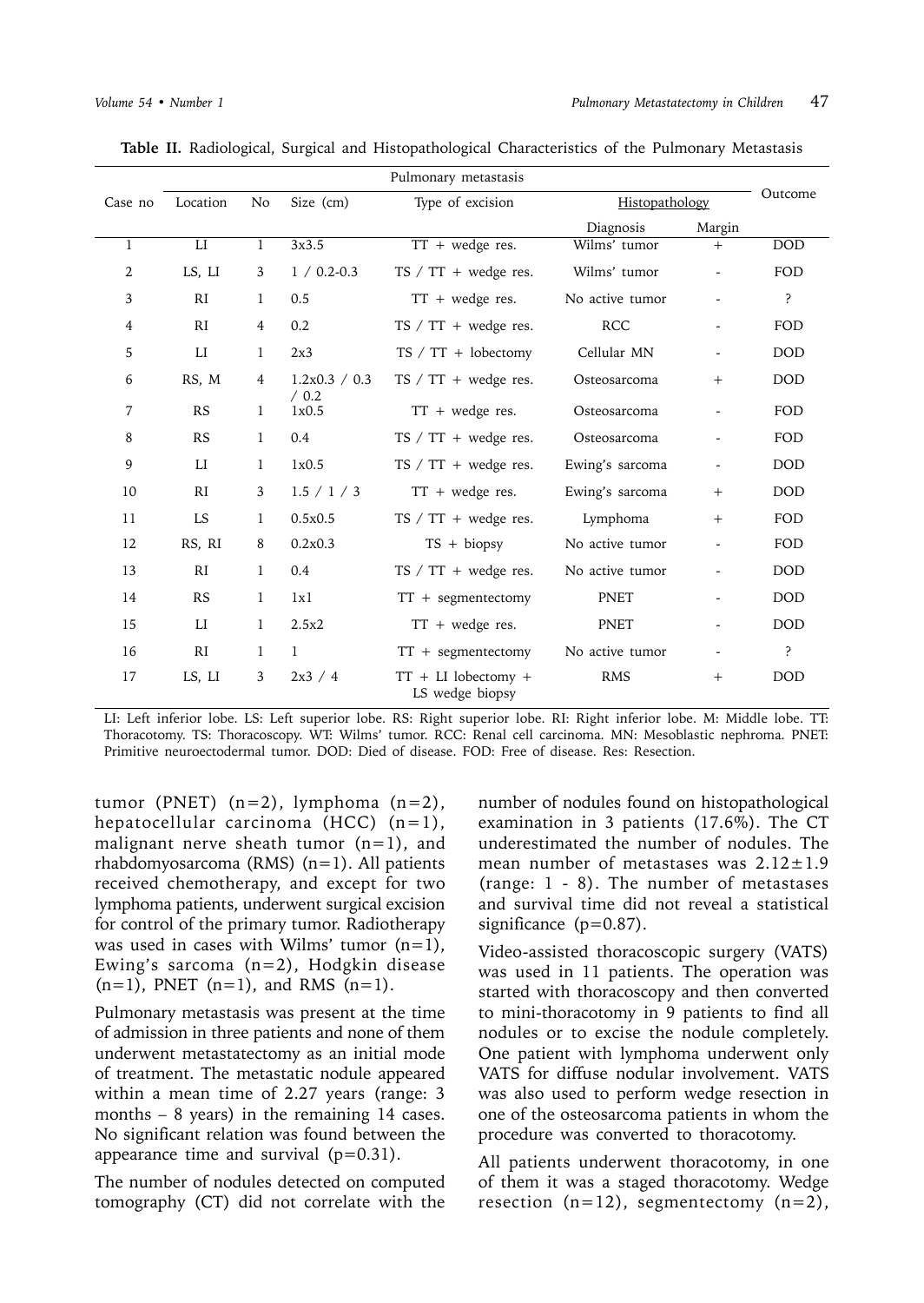**Table II.** Radiological, Surgical and Histopathological Characteristics of the Pulmonary Metastasis

| Case no | Pulmonary metastasis | | | | | | Outcome |
|---|---|---|---|---|---|---|---|
| | Location | No | Size (cm) | Type of excision | Histopathology | | |
| | | | | | Diagnosis | Margin | |
| 1 | LI | 1 | 3x3.5 | TT + wedge res. | Wilms' tumor | + | DOD |
| 2 | LS, LI | 3 | 1 / 0.2-0.3 | TS / TT + wedge res. | Wilms' tumor | - | FOD |
| 3 | RI | 1 | 0.5 | TT + wedge res. | No active tumor | - | ? |
| 4 | RI | 4 | 0.2 | TS / TT + wedge res. | RCC | - | FOD |
| 5 | LI | 1 | 2x3 | TS / TT + lobectomy | Cellular MN | - | DOD |
| 6 | RS, M | 4 | 1.2x0.3 / 0.3 / 0.2 | TS / TT + wedge res. | Osteosarcoma | + | DOD |
| 7 | RS | 1 | 1x0.5 | TT + wedge res. | Osteosarcoma | - | FOD |
| 8 | RS | 1 | 0.4 | TS / TT + wedge res. | Osteosarcoma | - | FOD |
| 9 | LI | 1 | 1x0.5 | TS / TT + wedge res. | Ewing's sarcoma | - | DOD |
| 10 | RI | 3 | 1.5 / 1 / 3 | TT + wedge res. | Ewing's sarcoma | + | DOD |
| 11 | LS | 1 | 0.5x0.5 | TS / TT + wedge res. | Lymphoma | + | FOD |
| 12 | RS, RI | 8 | 0.2x0.3 | TS + biopsy | No active tumor | - | FOD |
| 13 | RI | 1 | 0.4 | TS / TT + wedge res. | No active tumor | - | DOD |
| 14 | RS | 1 | 1x1 | TT + segmentectomy | PNET | - | DOD |
| 15 | LI | 1 | 2.5x2 | TT + wedge res. | PNET | - | DOD |
| 16 | RI | 1 | 1 | TT + segmentectomy | No active tumor | - | ? |
| 17 | LS, LI | 3 | 2x3 / 4 | TT + LI lobectomy + LS wedge biopsy | RMS | + | DOD |

LI: Left inferior lobe. LS: Left superior lobe. RS: Right superior lobe. RI: Right inferior lobe. M: Middle lobe. TT: Thoracotomy. TS: Thoracoscopy. WT: Wilms' tumor. RCC: Renal cell carcinoma. MN: Mesoblastic nephroma. PNET: Primitive neuroectodermal tumor. DOD: Died of disease. FOD: Free of disease. Res: Resection.

tumor (PNET) (n=2), lymphoma (n=2), hepatocellular carcinoma (HCC) (n=1), malignant nerve sheath tumor (n=1), and rhabdomyosarcoma (RMS) (n=1). All patients received chemotherapy, and except for two lymphoma patients, underwent surgical excision for control of the primary tumor. Radiotherapy was used in cases with Wilms' tumor (n=1), Ewing's sarcoma (n=2), Hodgkin disease (n=1), PNET (n=1), and RMS (n=1).

Pulmonary metastasis was present at the time of admission in three patients and none of them underwent metastatectomy as an initial mode of treatment. The metastatic nodule appeared within a mean time of 2.27 years (range: 3 months – 8 years) in the remaining 14 cases. No significant relation was found between the appearance time and survival ($p=0.31$).

The number of nodules detected on computed tomography (CT) did not correlate with the number of nodules found on histopathological examination in 3 patients (17.6%). The CT underestimated the number of nodules. The mean number of metastases was $2.12 \pm 1.9$ (range: 1 - 8). The number of metastases and survival time did not reveal a statistical significance ($p=0.87$).

Video-assisted thoracoscopic surgery (VATS) was used in 11 patients. The operation was started with thoracoscopy and then converted to mini-thoracotomy in 9 patients to find all nodules or to excise the nodule completely. One patient with lymphoma underwent only VATS for diffuse nodular involvement. VATS was also used to perform wedge resection in one of the osteosarcoma patients in whom the procedure was converted to thoracotomy.

All patients underwent thoracotomy, in one of them it was a staged thoracotomy. Wedge resection (n=12), segmentectomy (n=2),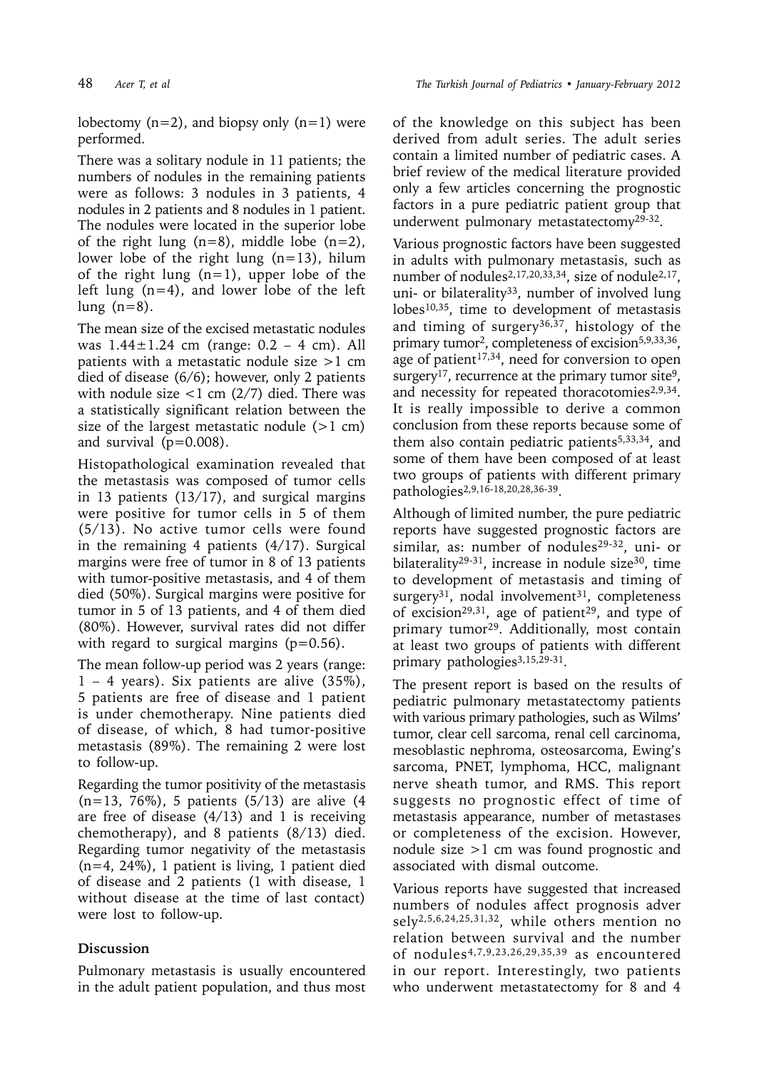lobectomy (n=2), and biopsy only (n=1) were performed.

There was a solitary nodule in 11 patients; the numbers of nodules in the remaining patients were as follows: 3 nodules in 3 patients, 4 nodules in 2 patients and 8 nodules in 1 patient. The nodules were located in the superior lobe of the right lung (n=8), middle lobe (n=2), lower lobe of the right lung (n=13), hilum of the right lung (n=1), upper lobe of the left lung (n=4), and lower lobe of the left lung (n=8).

The mean size of the excised metastatic nodules was 1.44±1.24 cm (range: 0.2 – 4 cm). All patients with a metastatic nodule size >1 cm died of disease (6/6); however, only 2 patients with nodule size <1 cm (2/7) died. There was a statistically significant relation between the size of the largest metastatic nodule (>1 cm) and survival (p=0.008).

Histopathological examination revealed that the metastasis was composed of tumor cells in 13 patients (13/17), and surgical margins were positive for tumor cells in 5 of them (5/13). No active tumor cells were found in the remaining 4 patients (4/17). Surgical margins were free of tumor in 8 of 13 patients with tumor-positive metastasis, and 4 of them died (50%). Surgical margins were positive for tumor in 5 of 13 patients, and 4 of them died (80%). However, survival rates did not differ with regard to surgical margins (p=0.56).

The mean follow-up period was 2 years (range: 1 – 4 years). Six patients are alive (35%), 5 patients are free of disease and 1 patient is under chemotherapy. Nine patients died of disease, of which, 8 had tumor-positive metastasis (89%). The remaining 2 were lost to follow-up.

Regarding the tumor positivity of the metastasis (n=13, 76%), 5 patients (5/13) are alive (4 are free of disease (4/13) and 1 is receiving chemotherapy), and 8 patients (8/13) died. Regarding tumor negativity of the metastasis (n=4, 24%), 1 patient is living, 1 patient died of disease and 2 patients (1 with disease, 1 without disease at the time of last contact) were lost to follow-up.

## Discussion

Pulmonary metastasis is usually encountered in the adult patient population, and thus most of the knowledge on this subject has been derived from adult series. The adult series contain a limited number of pediatric cases. A brief review of the medical literature provided only a few articles concerning the prognostic factors in a pure pediatric patient group that underwent pulmonary metastatectomy[29-32].

Various prognostic factors have been suggested in adults with pulmonary metastasis, such as number of nodules[2,17,20,33,34], size of nodule[2,17], uni- or bilaterality[33], number of involved lung lobes[10,35], time to development of metastasis and timing of surgery[36,37], histology of the primary tumor[2], completeness of excision[5,9,33,36], age of patient[17,34], need for conversion to open surgery[17], recurrence at the primary tumor site[9], and necessity for repeated thoracotomies[2,9,34]. It is really impossible to derive a common conclusion from these reports because some of them also contain pediatric patients[5,33,34], and some of them have been composed of at least two groups of patients with different primary pathologies[2,9,16-18,20,28,36-39].

Although of limited number, the pure pediatric reports have suggested prognostic factors are similar, as: number of nodules[29-32], uni- or bilaterality[29-31], increase in nodule size[30], time to development of metastasis and timing of surgery[31], nodal involvement[31], completeness of excision[29,31], age of patient[29], and type of primary tumor[29]. Additionally, most contain at least two groups of patients with different primary pathologies[3,15,29-31].

The present report is based on the results of pediatric pulmonary metastatectomy patients with various primary pathologies, such as Wilms' tumor, clear cell sarcoma, renal cell carcinoma, mesoblastic nephroma, osteosarcoma, Ewing's sarcoma, PNET, lymphoma, HCC, malignant nerve sheath tumor, and RMS. This report suggests no prognostic effect of time of metastasis appearance, number of metastases or completeness of the excision. However, nodule size >1 cm was found prognostic and associated with dismal outcome.

Various reports have suggested that increased numbers of nodules affect prognosis adversely[2,5,6,24,25,31,32], while others mention no relation between survival and the number of nodules[4,7,9,23,26,29,35,39] as encountered in our report. Interestingly, two patients who underwent metastatectomy for 8 and 4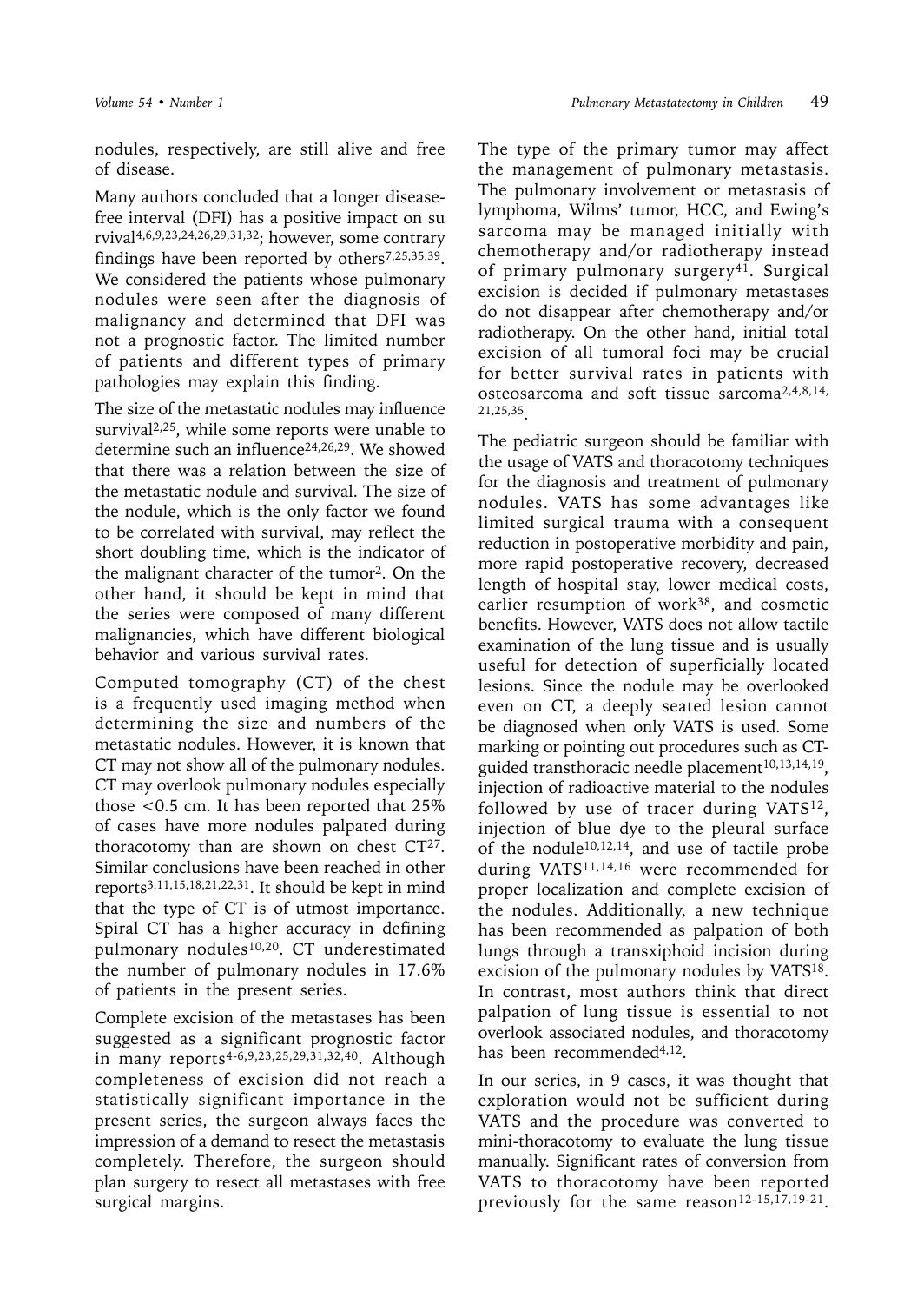nodules, respectively, are still alive and free of disease.

Many authors concluded that a longer disease-free interval (DFI) has a positive impact on survival[4,6,9,23,24,26,29,31,32]; however, some contrary findings have been reported by others[7,25,35,39]. We considered the patients whose pulmonary nodules were seen after the diagnosis of malignancy and determined that DFI was not a prognostic factor. The limited number of patients and different types of primary pathologies may explain this finding.

The size of the metastatic nodules may influence survival[2,25], while some reports were unable to determine such an influence[24,26,29]. We showed that there was a relation between the size of the metastatic nodule and survival. The size of the nodule, which is the only factor we found to be correlated with survival, may reflect the short doubling time, which is the indicator of the malignant character of the tumor[2]. On the other hand, it should be kept in mind that the series were composed of many different malignancies, which have different biological behavior and various survival rates.

Computed tomography (CT) of the chest is a frequently used imaging method when determining the size and numbers of the metastatic nodules. However, it is known that CT may not show all of the pulmonary nodules. CT may overlook pulmonary nodules especially those <0.5 cm. It has been reported that 25% of cases have more nodules palpated during thoracotomy than are shown on chest CT[27]. Similar conclusions have been reached in other reports[3,11,15,18,21,22,31]. It should be kept in mind that the type of CT is of utmost importance. Spiral CT has a higher accuracy in defining pulmonary nodules[10,20]. CT underestimated the number of pulmonary nodules in 17.6% of patients in the present series.

Complete excision of the metastases has been suggested as a significant prognostic factor in many reports[4-6,9,23,25,29,31,32,40]. Although completeness of excision did not reach a statistically significant importance in the present series, the surgeon always faces the impression of a demand to resect the metastasis completely. Therefore, the surgeon should plan surgery to resect all metastases with free surgical margins.

The type of the primary tumor may affect the management of pulmonary metastasis. The pulmonary involvement or metastasis of lymphoma, Wilms' tumor, HCC, and Ewing's sarcoma may be managed initially with chemotherapy and/or radiotherapy instead of primary pulmonary surgery[41]. Surgical excision is decided if pulmonary metastases do not disappear after chemotherapy and/or radiotherapy. On the other hand, initial total excision of all tumoral foci may be crucial for better survival rates in patients with osteosarcoma and soft tissue sarcoma[2,4,8,14,21,25,35].

The pediatric surgeon should be familiar with the usage of VATS and thoracotomy techniques for the diagnosis and treatment of pulmonary nodules. VATS has some advantages like limited surgical trauma with a consequent reduction in postoperative morbidity and pain, more rapid postoperative recovery, decreased length of hospital stay, lower medical costs, earlier resumption of work[38], and cosmetic benefits. However, VATS does not allow tactile examination of the lung tissue and is usually useful for detection of superficially located lesions. Since the nodule may be overlooked even on CT, a deeply seated lesion cannot be diagnosed when only VATS is used. Some marking or pointing out procedures such as CT-guided transthoracic needle placement[10,13,14,19], injection of radioactive material to the nodules followed by use of tracer during VATS[12], injection of blue dye to the pleural surface of the nodule[10,12,14], and use of tactile probe during VATS[11,14,16] were recommended for proper localization and complete excision of the nodules. Additionally, a new technique has been recommended as palpation of both lungs through a transxiphoid incision during excision of the pulmonary nodules by VATS[18]. In contrast, most authors think that direct palpation of lung tissue is essential to not overlook associated nodules, and thoracotomy has been recommended[4,12].

In our series, in 9 cases, it was thought that exploration would not be sufficient during VATS and the procedure was converted to mini-thoracotomy to evaluate the lung tissue manually. Significant rates of conversion from VATS to thoracotomy have been reported previously for the same reason[12-15,17,19-21].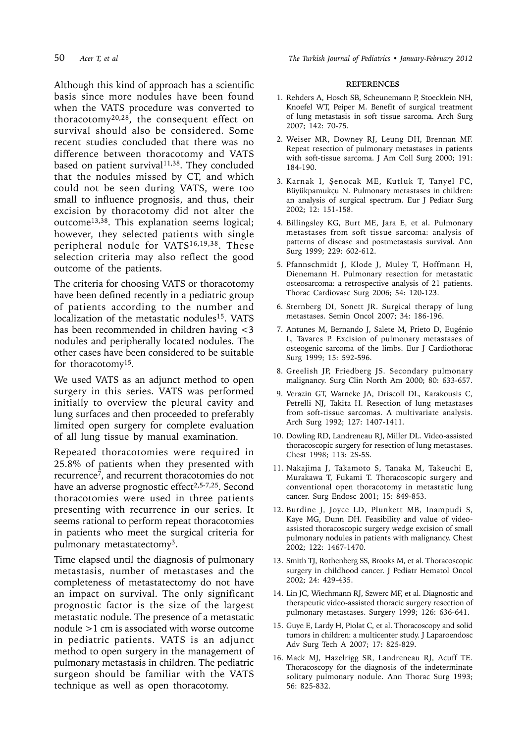Although this kind of approach has a scientific basis since more nodules have been found when the VATS procedure was converted to thoracotomy[20,28], the consequent effect on survival should also be considered. Some recent studies concluded that there was no difference between thoracotomy and VATS based on patient survival[11,38]. They concluded that the nodules missed by CT, and which could not be seen during VATS, were too small to influence prognosis, and thus, their excision by thoracotomy did not alter the outcome[13,38]. This explanation seems logical; however, they selected patients with single peripheral nodule for VATS[16,19,38]. These selection criteria may also reflect the good outcome of the patients.

The criteria for choosing VATS or thoracotomy have been defined recently in a pediatric group of patients according to the number and localization of the metastatic nodules[15]. VATS has been recommended in children having <3 nodules and peripherally located nodules. The other cases have been considered to be suitable for thoracotomy[15].

We used VATS as an adjunct method to open surgery in this series. VATS was performed initially to overview the pleural cavity and lung surfaces and then proceeded to preferably limited open surgery for complete evaluation of all lung tissue by manual examination.

Repeated thoracotomies were required in 25.8% of patients when they presented with recurrence[7], and recurrent thoracotomies do not have an adverse prognostic effect[2,5-7,25]. Second thoracotomies were used in three patients presenting with recurrence in our series. It seems rational to perform repeat thoracotomies in patients who meet the surgical criteria for pulmonary metastatectomy[3].

Time elapsed until the diagnosis of pulmonary metastasis, number of metastases and the completeness of metastatectomy do not have an impact on survival. The only significant prognostic factor is the size of the largest metastatic nodule. The presence of a metastatic nodule >1 cm is associated with worse outcome in pediatric patients. VATS is an adjunct method to open surgery in the management of pulmonary metastasis in children. The pediatric surgeon should be familiar with the VATS technique as well as open thoracotomy.

## REFERENCES

1. Rehders A, Hosch SB, Scheunemann P, Stoecklein NH, Knoefel WT, Peiper M. Benefit of surgical treatment of lung metastasis in soft tissue sarcoma. Arch Surg 2007; 142: 70-75.
2. Weiser MR, Downey RJ, Leung DH, Brennan MF. Repeat resection of pulmonary metastases in patients with soft-tissue sarcoma. J Am Coll Surg 2000; 191: 184-190.
3. Karnak I, Şenocak ME, Kutluk T, Tanyel FC, Büyükpamukçu N. Pulmonary metastases in children: an analysis of surgical spectrum. Eur J Pediatr Surg 2002; 12: 151-158.
4. Billingsley KG, Burt ME, Jara E, et al. Pulmonary metastases from soft tissue sarcoma: analysis of patterns of disease and postmetastasis survival. Ann Surg 1999; 229: 602-612.
5. Pfannschmidt J, Klode J, Muley T, Hoffmann H, Dienemann H. Pulmonary resection for metastatic osteosarcoma: a retrospective analysis of 21 patients. Thorac Cardiovasc Surg 2006; 54: 120-123.
6. Sternberg DI, Sonett JR. Surgical therapy of lung metastases. Semin Oncol 2007; 34: 186-196.
7. Antunes M, Bernando J, Salete M, Prieto D, Eugénio L, Tavares P. Excision of pulmonary metastases of osteogenic sarcoma of the limbs. Eur J Cardiothorac Surg 1999; 15: 592-596.
8. Greelish JP, Friedberg JS. Secondary pulmonary malignancy. Surg Clin North Am 2000; 80: 633-657.
9. Verazin GT, Warneke JA, Driscoll DL, Karakousis C, Petrelli NJ, Takita H. Resection of lung metastases from soft-tissue sarcomas. A multivariate analysis. Arch Surg 1992; 127: 1407-1411.
10. Dowling RD, Landreneau RJ, Miller DL. Video-assisted thoracoscopic surgery for resection of lung metastases. Chest 1998; 113: 2S-5S.
11. Nakajima J, Takamoto S, Tanaka M, Takeuchi E, Murakawa T, Fukami T. Thoracoscopic surgery and conventional open thoracotomy in metastatic lung cancer. Surg Endosc 2001; 15: 849-853.
12. Burdine J, Joyce LD, Plunkett MB, Inampudi S, Kaye MG, Dunn DH. Feasibility and value of video-assisted thoracoscopic surgery wedge excision of small pulmonary nodules in patients with malignancy. Chest 2002; 122: 1467-1470.
13. Smith TJ, Rothenberg SS, Brooks M, et al. Thoracoscopic surgery in childhood cancer. J Pediatr Hematol Oncol 2002; 24: 429-435.
14. Lin JC, Wiechmann RJ, Szwerc MF, et al. Diagnostic and therapeutic video-assisted thoracic surgery resection of pulmonary metastases. Surgery 1999; 126: 636-641.
15. Guye E, Lardy H, Piolat C, et al. Thoracoscopy and solid tumors in children: a multicenter study. J Laparoendosc Adv Surg Tech A 2007; 17: 825-829.
16. Mack MJ, Hazelrigg SR, Landreneau RJ, Acuff TE. Thoracoscopy for the diagnosis of the indeterminate solitary pulmonary nodule. Ann Thorac Surg 1993; 56: 825-832.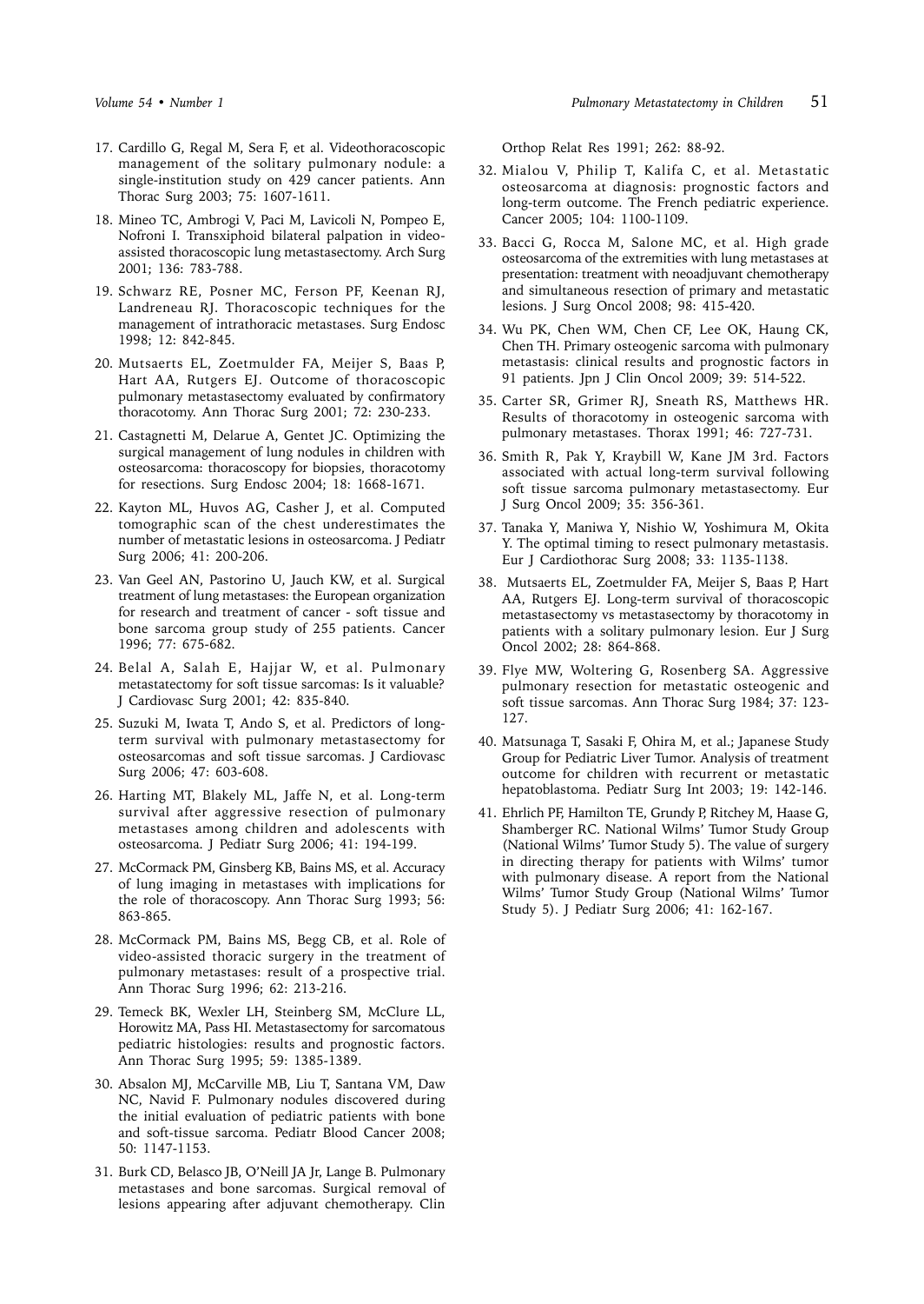17. Cardillo G, Regal M, Sera F, et al. Videothoracoscopic management of the solitary pulmonary nodule: a single-institution study on 429 cancer patients. Ann Thorac Surg 2003; 75: 1607-1611.

18. Mineo TC, Ambrogi V, Paci M, Lavicoli N, Pompeo E, Nofroni I. Transxiphoid bilateral palpation in video-assisted thoracoscopic lung metastasectomy. Arch Surg 2001; 136: 783-788.

19. Schwarz RE, Posner MC, Ferson PF, Keenan RJ, Landreneau RJ. Thoracoscopic techniques for the management of intrathoracic metastases. Surg Endosc 1998; 12: 842-845.

20. Mutsaerts EL, Zoetmulder FA, Meijer S, Baas P, Hart AA, Rutgers EJ. Outcome of thoracoscopic pulmonary metastasectomy evaluated by confirmatory thoracotomy. Ann Thorac Surg 2001; 72: 230-233.

21. Castagnetti M, Delarue A, Gentet JC. Optimizing the surgical management of lung nodules in children with osteosarcoma: thoracoscopy for biopsies, thoracotomy for resections. Surg Endosc 2004; 18: 1668-1671.

22. Kayton ML, Huvos AG, Casher J, et al. Computed tomographic scan of the chest underestimates the number of metastatic lesions in osteosarcoma. J Pediatr Surg 2006; 41: 200-206.

23. Van Geel AN, Pastorino U, Jauch KW, et al. Surgical treatment of lung metastases: the European organization for research and treatment of cancer - soft tissue and bone sarcoma group study of 255 patients. Cancer 1996; 77: 675-682.

24. Belal A, Salah E, Hajjar W, et al. Pulmonary metastatectomy for soft tissue sarcomas: Is it valuable? J Cardiovasc Surg 2001; 42: 835-840.

25. Suzuki M, Iwata T, Ando S, et al. Predictors of long-term survival with pulmonary metastasectomy for osteosarcomas and soft tissue sarcomas. J Cardiovasc Surg 2006; 47: 603-608.

26. Harting MT, Blakely ML, Jaffe N, et al. Long-term survival after aggressive resection of pulmonary metastases among children and adolescents with osteosarcoma. J Pediatr Surg 2006; 41: 194-199.

27. McCormack PM, Ginsberg KB, Bains MS, et al. Accuracy of lung imaging in metastases with implications for the role of thoracoscopy. Ann Thorac Surg 1993; 56: 863-865.

28. McCormack PM, Bains MS, Begg CB, et al. Role of video-assisted thoracic surgery in the treatment of pulmonary metastases: result of a prospective trial. Ann Thorac Surg 1996; 62: 213-216.

29. Temeck BK, Wexler LH, Steinberg SM, McClure LL, Horowitz MA, Pass HI. Metastasectomy for sarcomatous pediatric histologies: results and prognostic factors. Ann Thorac Surg 1995; 59: 1385-1389.

30. Absalon MJ, McCarville MB, Liu T, Santana VM, Daw NC, Navid F. Pulmonary nodules discovered during the initial evaluation of pediatric patients with bone and soft-tissue sarcoma. Pediatr Blood Cancer 2008; 50: 1147-1153.

31. Burk CD, Belasco JB, O'Neill JA Jr, Lange B. Pulmonary metastases and bone sarcomas. Surgical removal of lesions appearing after adjuvant chemotherapy. Clin Orthop Relat Res 1991; 262: 88-92.

32. Mialou V, Philip T, Kalifa C, et al. Metastatic osteosarcoma at diagnosis: prognostic factors and long-term outcome. The French pediatric experience. Cancer 2005; 104: 1100-1109.

33. Bacci G, Rocca M, Salone MC, et al. High grade osteosarcoma of the extremities with lung metastases at presentation: treatment with neoadjuvant chemotherapy and simultaneous resection of primary and metastatic lesions. J Surg Oncol 2008; 98: 415-420.

34. Wu PK, Chen WM, Chen CF, Lee OK, Haung CK, Chen TH. Primary osteogenic sarcoma with pulmonary metastasis: clinical results and prognostic factors in 91 patients. Jpn J Clin Oncol 2009; 39: 514-522.

35. Carter SR, Grimer RJ, Sneath RS, Matthews HR. Results of thoracotomy in osteogenic sarcoma with pulmonary metastases. Thorax 1991; 46: 727-731.

36. Smith R, Pak Y, Kraybill W, Kane JM 3rd. Factors associated with actual long-term survival following soft tissue sarcoma pulmonary metastasectomy. Eur J Surg Oncol 2009; 35: 356-361.

37. Tanaka Y, Maniwa Y, Nishio W, Yoshimura M, Okita Y. The optimal timing to resect pulmonary metastasis. Eur J Cardiothorac Surg 2008; 33: 1135-1138.

38. Mutsaerts EL, Zoetmulder FA, Meijer S, Baas P, Hart AA, Rutgers EJ. Long-term survival of thoracoscopic metastasectomy vs metastasectomy by thoracotomy in patients with a solitary pulmonary lesion. Eur J Surg Oncol 2002; 28: 864-868.

39. Flye MW, Woltering G, Rosenberg SA. Aggressive pulmonary resection for metastatic osteogenic and soft tissue sarcomas. Ann Thorac Surg 1984; 37: 123-127.

40. Matsunaga T, Sasaki F, Ohira M, et al.; Japanese Study Group for Pediatric Liver Tumor. Analysis of treatment outcome for children with recurrent or metastatic hepatoblastoma. Pediatr Surg Int 2003; 19: 142-146.

41. Ehrlich PF, Hamilton TE, Grundy P, Ritchey M, Haase G, Shamberger RC. National Wilms' Tumor Study Group (National Wilms' Tumor Study 5). The value of surgery in directing therapy for patients with Wilms' tumor with pulmonary disease. A report from the National Wilms' Tumor Study Group (National Wilms' Tumor Study 5). J Pediatr Surg 2006; 41: 162-167.